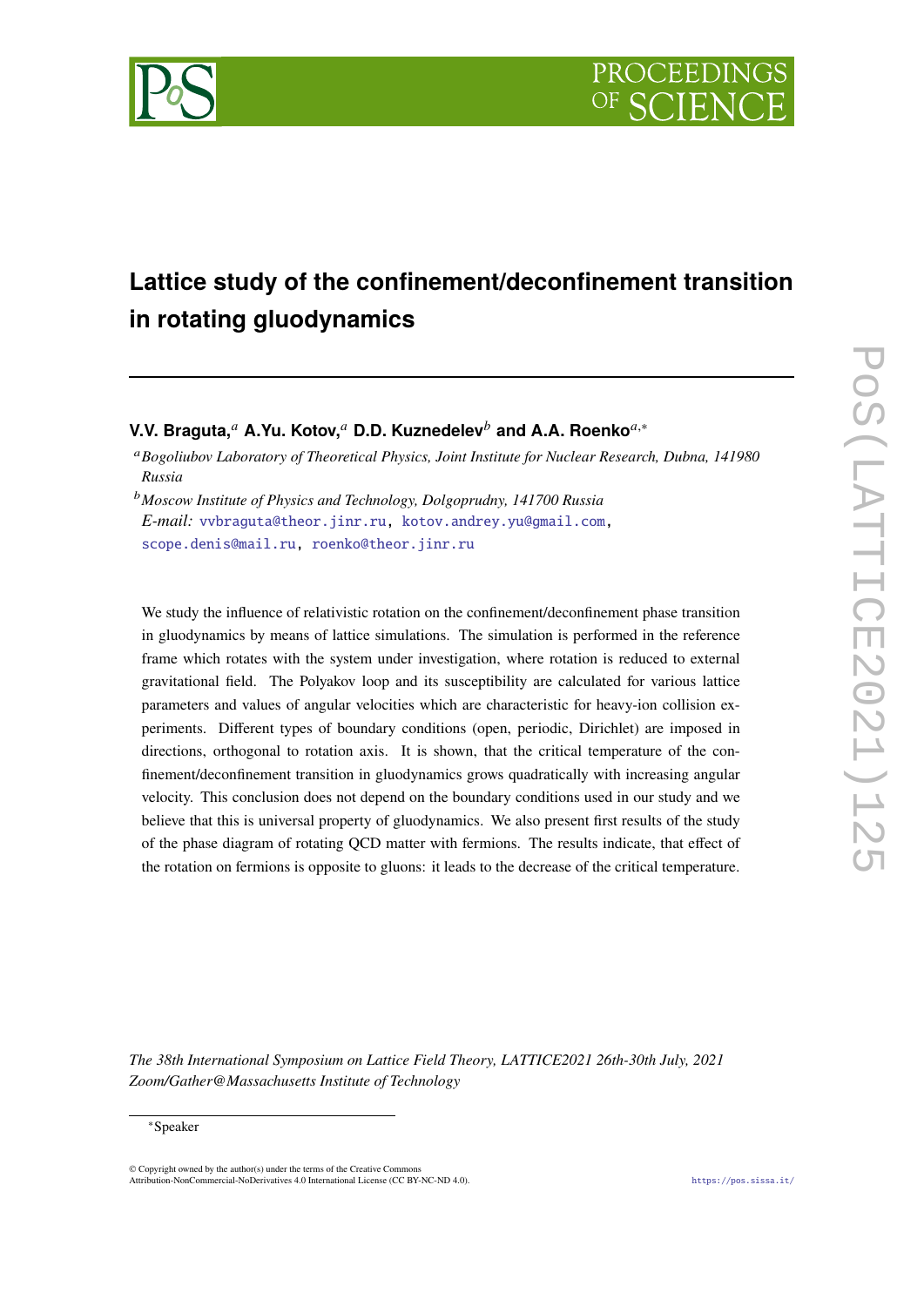# Lattice study of the confinement/deconfinement transition in rotating gluodynamics

**V.V. Braguta,**[a] **A.Yu. Kotov,**[a] **D.D. Kuznedelev**[b] **and A.A. Roenko**[a,*]

[a] *Bogoliubov Laboratory of Theoretical Physics, Joint Institute for Nuclear Research, Dubna, 141980 Russia*

[b] *Moscow Institute of Physics and Technology, Dolgoprudny, 141700 Russia*

*E-mail:* vvbraguta@theor.jinr.ru, kotov.andrey.yu@gmail.com, scope.denis@mail.ru, roenko@theor.jinr.ru

We study the influence of relativistic rotation on the confinement/deconfinement phase transition in gluodynamics by means of lattice simulations. The simulation is performed in the reference frame which rotates with the system under investigation, where rotation is reduced to external gravitational field. The Polyakov loop and its susceptibility are calculated for various lattice parameters and values of angular velocities which are characteristic for heavy-ion collision experiments. Different types of boundary conditions (open, periodic, Dirichlet) are imposed in directions, orthogonal to rotation axis. It is shown, that the critical temperature of the confinement/deconfinement transition in gluodynamics grows quadratically with increasing angular velocity. This conclusion does not depend on the boundary conditions used in our study and we believe that this is universal property of gluodynamics. We also present first results of the study of the phase diagram of rotating QCD matter with fermions. The results indicate, that effect of the rotation on fermions is opposite to gluons: it leads to the decrease of the critical temperature.

*The 38th International Symposium on Lattice Field Theory, LATTICE2021 26th-30th July, 2021 Zoom/Gather@Massachusetts Institute of Technology*

[*] Speaker

© Copyright owned by the author(s) under the terms of the Creative Commons Attribution-NonCommercial-NoDerivatives 4.0 International License (CC BY-NC-ND 4.0).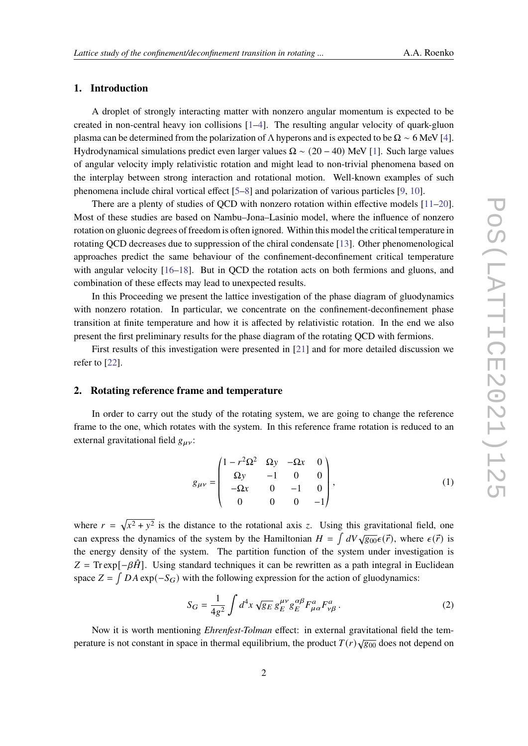## 1. Introduction

A droplet of strongly interacting matter with nonzero angular momentum is expected to be created in non-central heavy ion collisions [1–4]. The resulting angular velocity of quark-gluon plasma can be determined from the polarization of $\Lambda$ hyperons and is expected to be $\Omega \sim 6$ MeV [4]. Hydrodynamical simulations predict even larger values $\Omega \sim (20-40)$ MeV [1]. Such large values of angular velocity imply relativistic rotation and might lead to non-trivial phenomena based on the interplay between strong interaction and rotational motion. Well-known examples of such phenomena include chiral vortical effect [5–8] and polarization of various particles [9, 10].

There are a plenty of studies of QCD with nonzero rotation within effective models [11–20]. Most of these studies are based on Nambu–Jona–Lasinio model, where the influence of nonzero rotation on gluonic degrees of freedom is often ignored. Within this model the critical temperature in rotating QCD decreases due to suppression of the chiral condensate [13]. Other phenomenological approaches predict the same behaviour of the confinement-deconfinement critical temperature with angular velocity [16–18]. But in QCD the rotation acts on both fermions and gluons, and combination of these effects may lead to unexpected results.

In this Proceeding we present the lattice investigation of the phase diagram of gluodynamics with nonzero rotation. In particular, we concentrate on the confinement-deconfinement phase transition at finite temperature and how it is affected by relativistic rotation. In the end we also present the first preliminary results for the phase diagram of the rotating QCD with fermions.

First results of this investigation were presented in [21] and for more detailed discussion we refer to [22].

## 2. Rotating reference frame and temperature

In order to carry out the study of the rotating system, we are going to change the reference frame to the one, which rotates with the system. In this reference frame rotation is reduced to an external gravitational field $g_{\mu\nu}$:

$$g_{\mu\nu} = \begin{pmatrix} 1 - r^2\Omega^2 & \Omega y & -\Omega x & 0 \\ \Omega y & -1 & 0 & 0 \\ -\Omega x & 0 & -1 & 0 \\ 0 & 0 & 0 & -1 \end{pmatrix}, \tag{1}$$

where $r = \sqrt{x^2 + y^2}$ is the distance to the rotational axis $z$. Using this gravitational field, one can express the dynamics of the system by the Hamiltonian $H = \int dV \sqrt{g_{00}}\epsilon(\vec{r})$, where $\epsilon(\vec{r})$ is the energy density of the system. The partition function of the system under investigation is $Z = \mathrm{Tr}\exp[-\beta\hat{H}]$. Using standard techniques it can be rewritten as a path integral in Euclidean space $Z = \int DA \exp(-S_G)$ with the following expression for the action of gluodynamics:

$$S_G = \frac{1}{4g^2}\int d^4x \sqrt{g_E}\, g_E^{\mu\nu} g_E^{\alpha\beta} F^a_{\mu\alpha} F^a_{\nu\beta}\,. \tag{2}$$

Now it is worth mentioning *Ehrenfest-Tolman* effect: in external gravitational field the temperature is not constant in space in thermal equilibrium, the product $T(r)\sqrt{g_{00}}$ does not depend on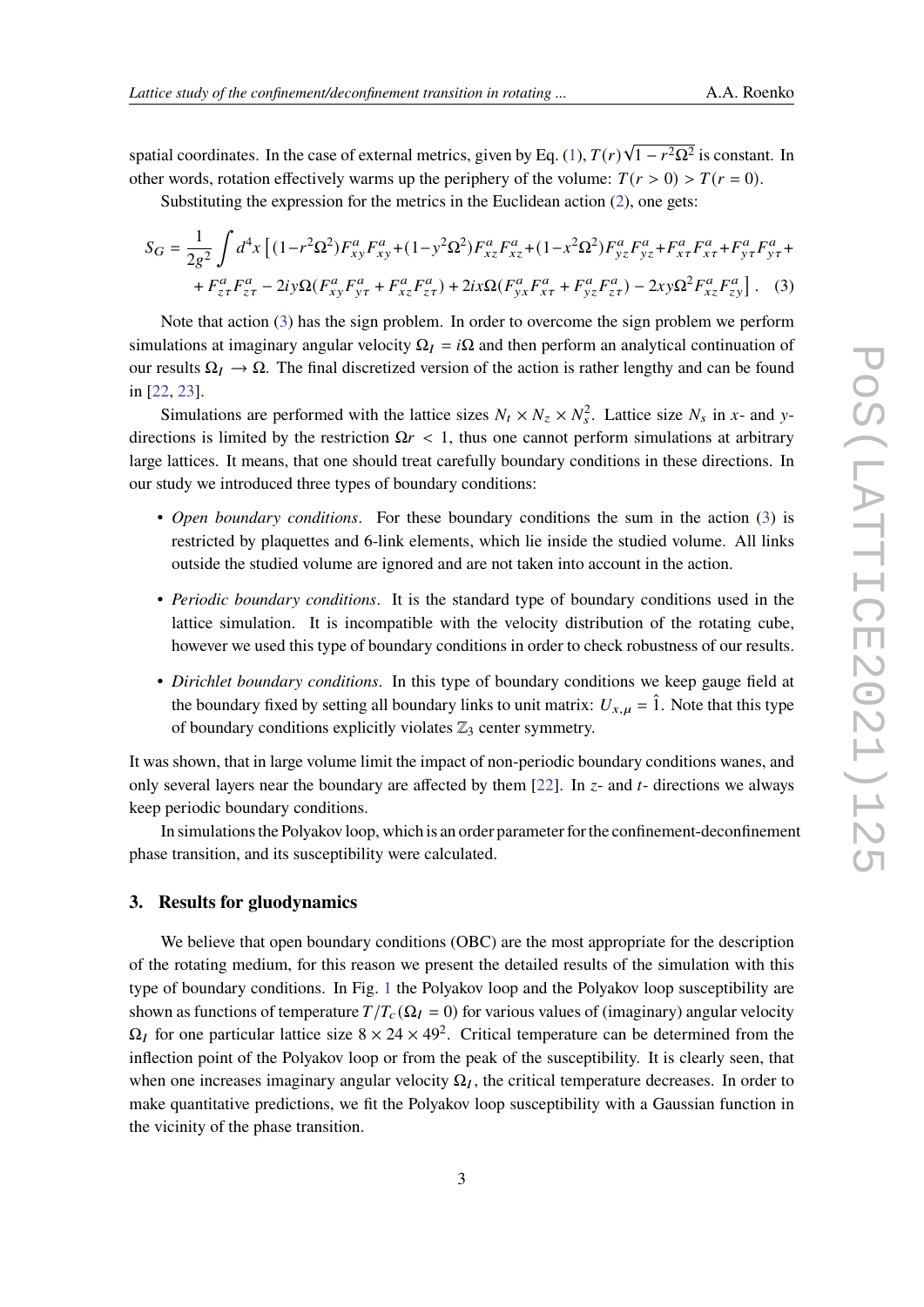spatial coordinates. In the case of external metrics, given by Eq. (1), $T(r)\sqrt{1-r^2\Omega^2}$ is constant. In other words, rotation effectively warms up the periphery of the volume: $T(r>0) > T(r=0)$.

Substituting the expression for the metrics in the Euclidean action (2), one gets:

$$S_G = \frac{1}{2g^2}\int d^4x \left[ (1-r^2\Omega^2)F^a_{xy}F^a_{xy} + (1-y^2\Omega^2)F^a_{xz}F^a_{xz} + (1-x^2\Omega^2)F^a_{yz}F^a_{yz} + F^a_{x\tau}F^a_{x\tau} + F^a_{y\tau}F^a_{y\tau} + \right.$$
$$\left. + F^a_{z\tau}F^a_{z\tau} - 2iy\Omega(F^a_{xy}F^a_{y\tau} + F^a_{xz}F^a_{z\tau}) + 2ix\Omega(F^a_{yx}F^a_{x\tau} + F^a_{yz}F^a_{z\tau}) - 2xy\Omega^2 F^a_{xz}F^a_{zy} \right]. \quad (3)$$

Note that action (3) has the sign problem. In order to overcome the sign problem we perform simulations at imaginary angular velocity $\Omega_I = i\Omega$ and then perform an analytical continuation of our results $\Omega_I \to \Omega$. The final discretized version of the action is rather lengthy and can be found in [22, 23].

Simulations are performed with the lattice sizes $N_t \times N_z \times N_s^2$. Lattice size $N_s$ in $x$- and $y$-directions is limited by the restriction $\Omega r < 1$, thus one cannot perform simulations at arbitrary large lattices. It means, that one should treat carefully boundary conditions in these directions. In our study we introduced three types of boundary conditions:

- *Open boundary conditions*. For these boundary conditions the sum in the action (3) is restricted by plaquettes and 6-link elements, which lie inside the studied volume. All links outside the studied volume are ignored and are not taken into account in the action.
- *Periodic boundary conditions*. It is the standard type of boundary conditions used in the lattice simulation. It is incompatible with the velocity distribution of the rotating cube, however we used this type of boundary conditions in order to check robustness of our results.
- *Dirichlet boundary conditions*. In this type of boundary conditions we keep gauge field at the boundary fixed by setting all boundary links to unit matrix: $U_{x,\mu} = \hat{1}$. Note that this type of boundary conditions explicitly violates $\mathbb{Z}_3$ center symmetry.

It was shown, that in large volume limit the impact of non-periodic boundary conditions wanes, and only several layers near the boundary are affected by them [22]. In $z$- and $t$- directions we always keep periodic boundary conditions.

In simulations the Polyakov loop, which is an order parameter for the confinement-deconfinement phase transition, and its susceptibility were calculated.

## 3. Results for gluodynamics

We believe that open boundary conditions (OBC) are the most appropriate for the description of the rotating medium, for this reason we present the detailed results of the simulation with this type of boundary conditions. In Fig. 1 the Polyakov loop and the Polyakov loop susceptibility are shown as functions of temperature $T/T_c(\Omega_I = 0)$ for various values of (imaginary) angular velocity $\Omega_I$ for one particular lattice size $8 \times 24 \times 49^2$. Critical temperature can be determined from the inflection point of the Polyakov loop or from the peak of the susceptibility. It is clearly seen, that when one increases imaginary angular velocity $\Omega_I$, the critical temperature decreases. In order to make quantitative predictions, we fit the Polyakov loop susceptibility with a Gaussian function in the vicinity of the phase transition.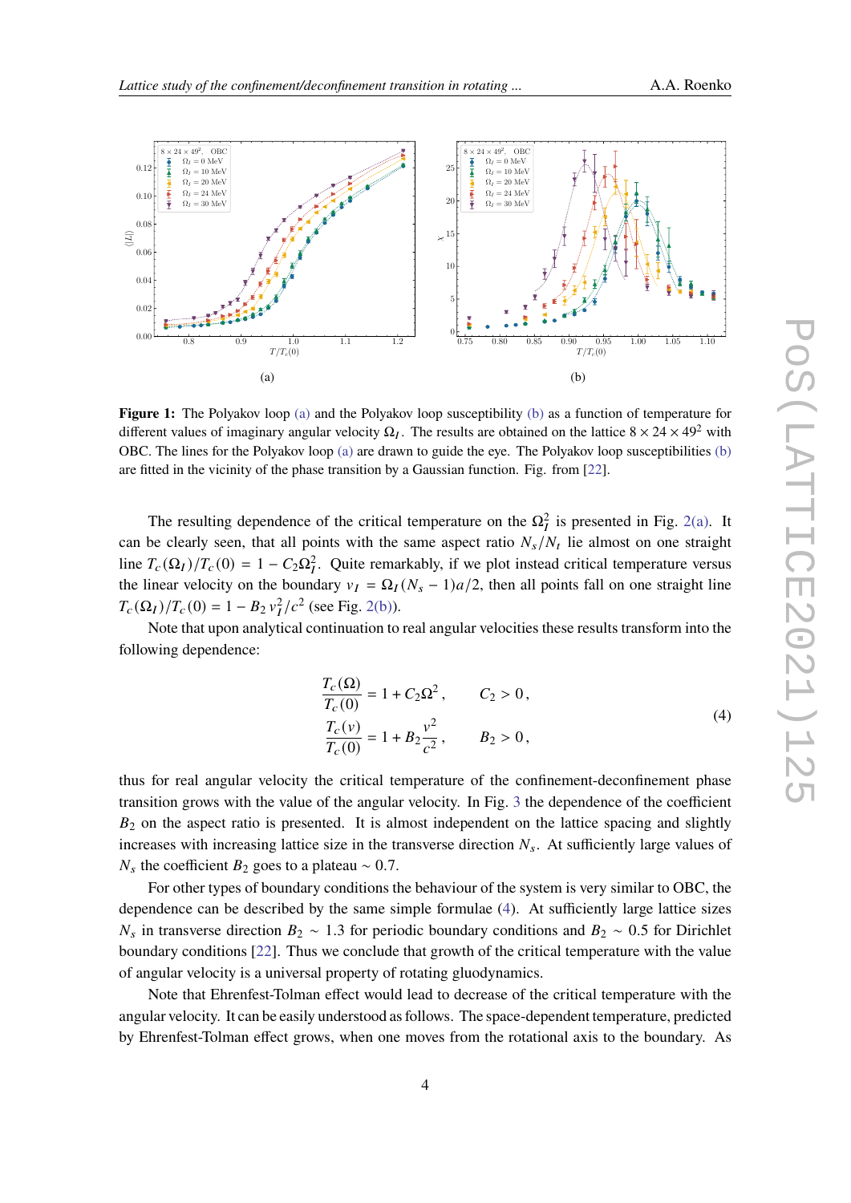**Figure 1:** The Polyakov loop (a) and the Polyakov loop susceptibility (b) as a function of temperature for different values of imaginary angular velocity $\Omega_I$. The results are obtained on the lattice $8 \times 24 \times 49^2$ with OBC. The lines for the Polyakov loop (a) are drawn to guide the eye. The Polyakov loop susceptibilities (b) are fitted in the vicinity of the phase transition by a Gaussian function. Fig. from [22].

The resulting dependence of the critical temperature on the $\Omega_I^2$ is presented in Fig. 2(a). It can be clearly seen, that all points with the same aspect ratio $N_s/N_t$ lie almost on one straight line $T_c(\Omega_I)/T_c(0) = 1 - C_2\Omega_I^2$. Quite remarkably, if we plot instead critical temperature versus the linear velocity on the boundary $v_I = \Omega_I(N_s - 1)a/2$, then all points fall on one straight line $T_c(\Omega_I)/T_c(0) = 1 - B_2\, v_I^2/c^2$ (see Fig. 2(b)).

Note that upon analytical continuation to real angular velocities these results transform into the following dependence:

$$
\begin{aligned}
\frac{T_c(\Omega)}{T_c(0)} &= 1 + C_2\Omega^2\,, \qquad C_2 > 0\,,\\
\frac{T_c(v)}{T_c(0)} &= 1 + B_2\frac{v^2}{c^2}\,, \qquad B_2 > 0\,,
\end{aligned}
\tag{4}
$$

thus for real angular velocity the critical temperature of the confinement-deconfinement phase transition grows with the value of the angular velocity. In Fig. 3 the dependence of the coefficient $B_2$ on the aspect ratio is presented. It is almost independent on the lattice spacing and slightly increases with increasing lattice size in the transverse direction $N_s$. At sufficiently large values of $N_s$ the coefficient $B_2$ goes to a plateau $\sim 0.7$.

For other types of boundary conditions the behaviour of the system is very similar to OBC, the dependence can be described by the same simple formulae (4). At sufficiently large lattice sizes $N_s$ in transverse direction $B_2 \sim 1.3$ for periodic boundary conditions and $B_2 \sim 0.5$ for Dirichlet boundary conditions [22]. Thus we conclude that growth of the critical temperature with the value of angular velocity is a universal property of rotating gluodynamics.

Note that Ehrenfest-Tolman effect would lead to decrease of the critical temperature with the angular velocity. It can be easily understood as follows. The space-dependent temperature, predicted by Ehrenfest-Tolman effect grows, when one moves from the rotational axis to the boundary. As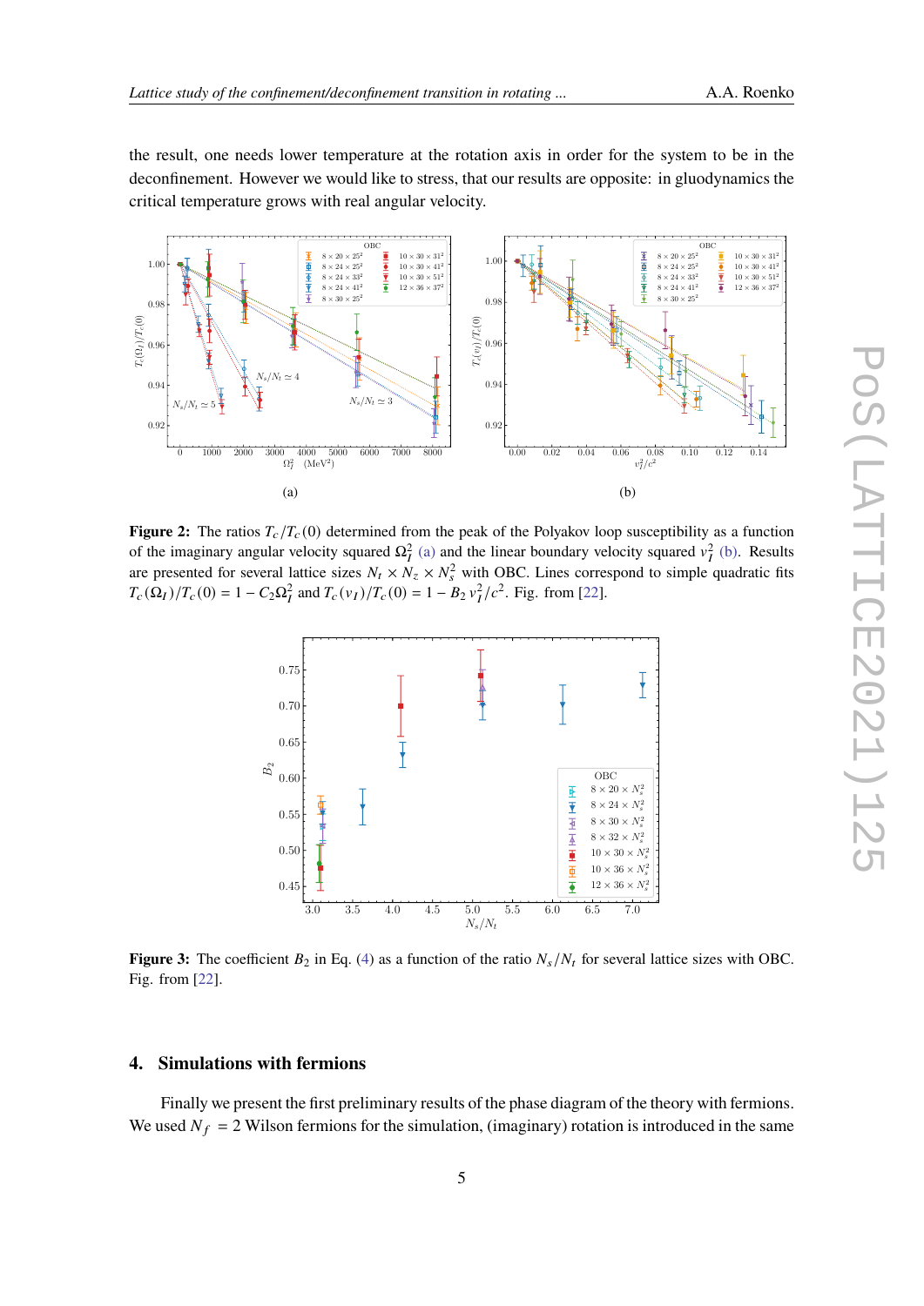the result, one needs lower temperature at the rotation axis in order for the system to be in the deconfinement. However we would like to stress, that our results are opposite: in gluodynamics the critical temperature grows with real angular velocity.

**Figure 2:** The ratios $T_c/T_c(0)$ determined from the peak of the Polyakov loop susceptibility as a function of the imaginary angular velocity squared $\Omega_I^2$ (a) and the linear boundary velocity squared $v_I^2$ (b). Results are presented for several lattice sizes $N_t \times N_z \times N_s^2$ with OBC. Lines correspond to simple quadratic fits $T_c(\Omega_I)/T_c(0) = 1 - C_2\Omega_I^2$ and $T_c(v_I)/T_c(0) = 1 - B_2 v_I^2/c^2$. Fig. from [22].

**Figure 3:** The coefficient $B_2$ in Eq. (4) as a function of the ratio $N_s/N_t$ for several lattice sizes with OBC. Fig. from [22].

## 4. Simulations with fermions

Finally we present the first preliminary results of the phase diagram of the theory with fermions. We used $N_f = 2$ Wilson fermions for the simulation, (imaginary) rotation is introduced in the same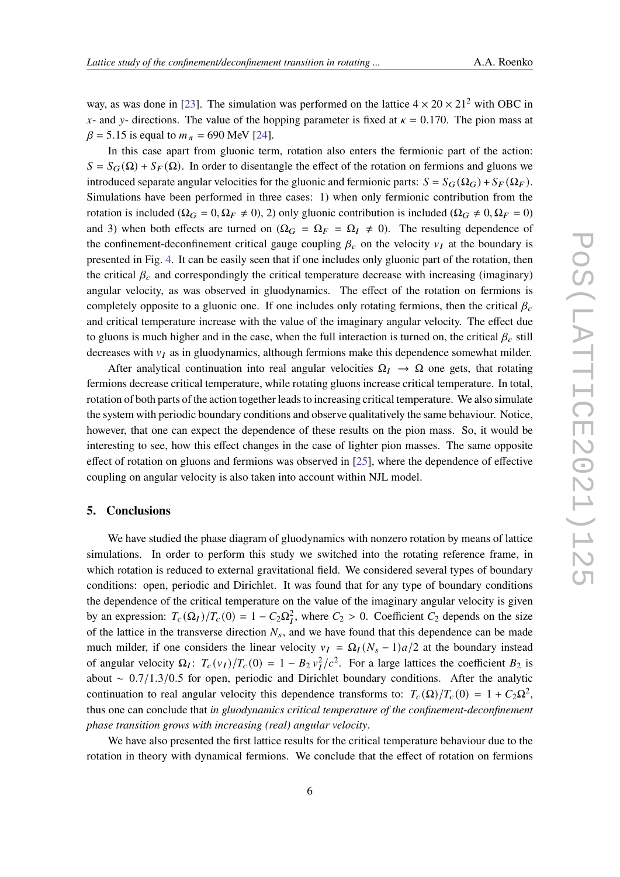way, as was done in [23]. The simulation was performed on the lattice $4 \times 20 \times 21^2$ with OBC in $x$- and $y$- directions. The value of the hopping parameter is fixed at $\kappa = 0.170$. The pion mass at $\beta = 5.15$ is equal to $m_\pi = 690$ MeV [24].

In this case apart from gluonic term, rotation also enters the fermionic part of the action: $S = S_G(\Omega) + S_F(\Omega)$. In order to disentangle the effect of the rotation on fermions and gluons we introduced separate angular velocities for the gluonic and fermionic parts: $S = S_G(\Omega_G) + S_F(\Omega_F)$. Simulations have been performed in three cases: 1) when only fermionic contribution from the rotation is included ($\Omega_G = 0, \Omega_F \neq 0$), 2) only gluonic contribution is included ($\Omega_G \neq 0, \Omega_F = 0$) and 3) when both effects are turned on ($\Omega_G = \Omega_F = \Omega_I \neq 0$). The resulting dependence of the confinement-deconfinement critical gauge coupling $\beta_c$ on the velocity $v_I$ at the boundary is presented in Fig. 4. It can be easily seen that if one includes only gluonic part of the rotation, then the critical $\beta_c$ and correspondingly the critical temperature decrease with increasing (imaginary) angular velocity, as was observed in gluodynamics. The effect of the rotation on fermions is completely opposite to a gluonic one. If one includes only rotating fermions, then the critical $\beta_c$ and critical temperature increase with the value of the imaginary angular velocity. The effect due to gluons is much higher and in the case, when the full interaction is turned on, the critical $\beta_c$ still decreases with $v_I$ as in gluodynamics, although fermions make this dependence somewhat milder.

After analytical continuation into real angular velocities $\Omega_I \to \Omega$ one gets, that rotating fermions decrease critical temperature, while rotating gluons increase critical temperature. In total, rotation of both parts of the action together leads to increasing critical temperature. We also simulate the system with periodic boundary conditions and observe qualitatively the same behaviour. Notice, however, that one can expect the dependence of these results on the pion mass. So, it would be interesting to see, how this effect changes in the case of lighter pion masses. The same opposite effect of rotation on gluons and fermions was observed in [25], where the dependence of effective coupling on angular velocity is also taken into account within NJL model.

## 5. Conclusions

We have studied the phase diagram of gluodynamics with nonzero rotation by means of lattice simulations. In order to perform this study we switched into the rotating reference frame, in which rotation is reduced to external gravitational field. We considered several types of boundary conditions: open, periodic and Dirichlet. It was found that for any type of boundary conditions the dependence of the critical temperature on the value of the imaginary angular velocity is given by an expression: $T_c(\Omega_I)/T_c(0) = 1 - C_2\Omega_I^2$, where $C_2 > 0$. Coefficient $C_2$ depends on the size of the lattice in the transverse direction $N_s$, and we have found that this dependence can be made much milder, if one considers the linear velocity $v_I = \Omega_I(N_s - 1)a/2$ at the boundary instead of angular velocity $\Omega_I$: $T_c(v_I)/T_c(0) = 1 - B_2 v_I^2/c^2$. For a large lattices the coefficient $B_2$ is about $\sim 0.7/1.3/0.5$ for open, periodic and Dirichlet boundary conditions. After the analytic continuation to real angular velocity this dependence transforms to: $T_c(\Omega)/T_c(0) = 1 + C_2\Omega^2$, thus one can conclude that *in gluodynamics critical temperature of the confinement-deconfinement phase transition grows with increasing (real) angular velocity*.

We have also presented the first lattice results for the critical temperature behaviour due to the rotation in theory with dynamical fermions. We conclude that the effect of rotation on fermions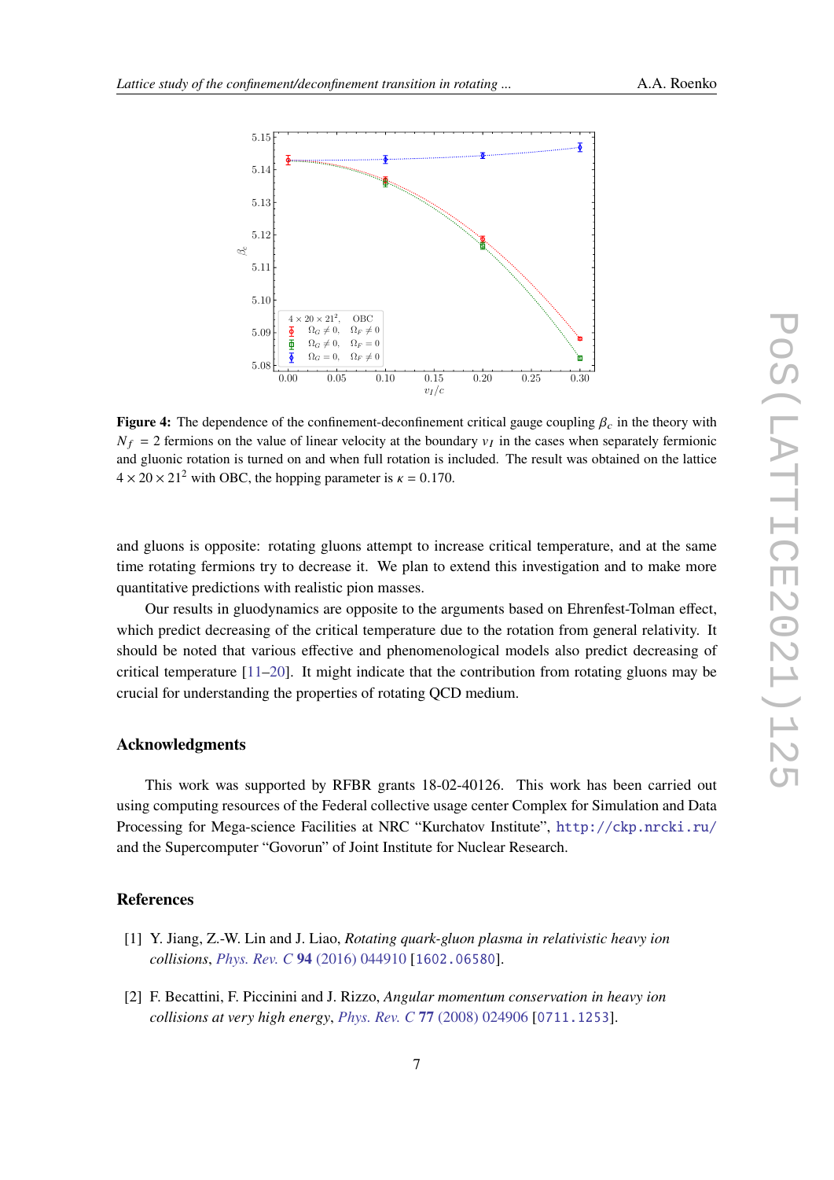**Figure 4:** The dependence of the confinement-deconfinement critical gauge coupling $\beta_c$ in the theory with $N_f = 2$ fermions on the value of linear velocity at the boundary $v_I$ in the cases when separately fermionic and gluonic rotation is turned on and when full rotation is included. The result was obtained on the lattice $4 \times 20 \times 21^2$ with OBC, the hopping parameter is $\kappa = 0.170$.

and gluons is opposite: rotating gluons attempt to increase critical temperature, and at the same time rotating fermions try to decrease it. We plan to extend this investigation and to make more quantitative predictions with realistic pion masses.

Our results in gluodynamics are opposite to the arguments based on Ehrenfest-Tolman effect, which predict decreasing of the critical temperature due to the rotation from general relativity. It should be noted that various effective and phenomenological models also predict decreasing of critical temperature [11–20]. It might indicate that the contribution from rotating gluons may be crucial for understanding the properties of rotating QCD medium.

## Acknowledgments

This work was supported by RFBR grants 18-02-40126. This work has been carried out using computing resources of the Federal collective usage center Complex for Simulation and Data Processing for Mega-science Facilities at NRC "Kurchatov Institute", http://ckp.nrcki.ru/ and the Supercomputer "Govorun" of Joint Institute for Nuclear Research.

## References

[1] Y. Jiang, Z.-W. Lin and J. Liao, *Rotating quark-gluon plasma in relativistic heavy ion collisions*, *Phys. Rev. C* **94** (2016) 044910 [1602.06580].

[2] F. Becattini, F. Piccinini and J. Rizzo, *Angular momentum conservation in heavy ion collisions at very high energy*, *Phys. Rev. C* **77** (2008) 024906 [0711.1253].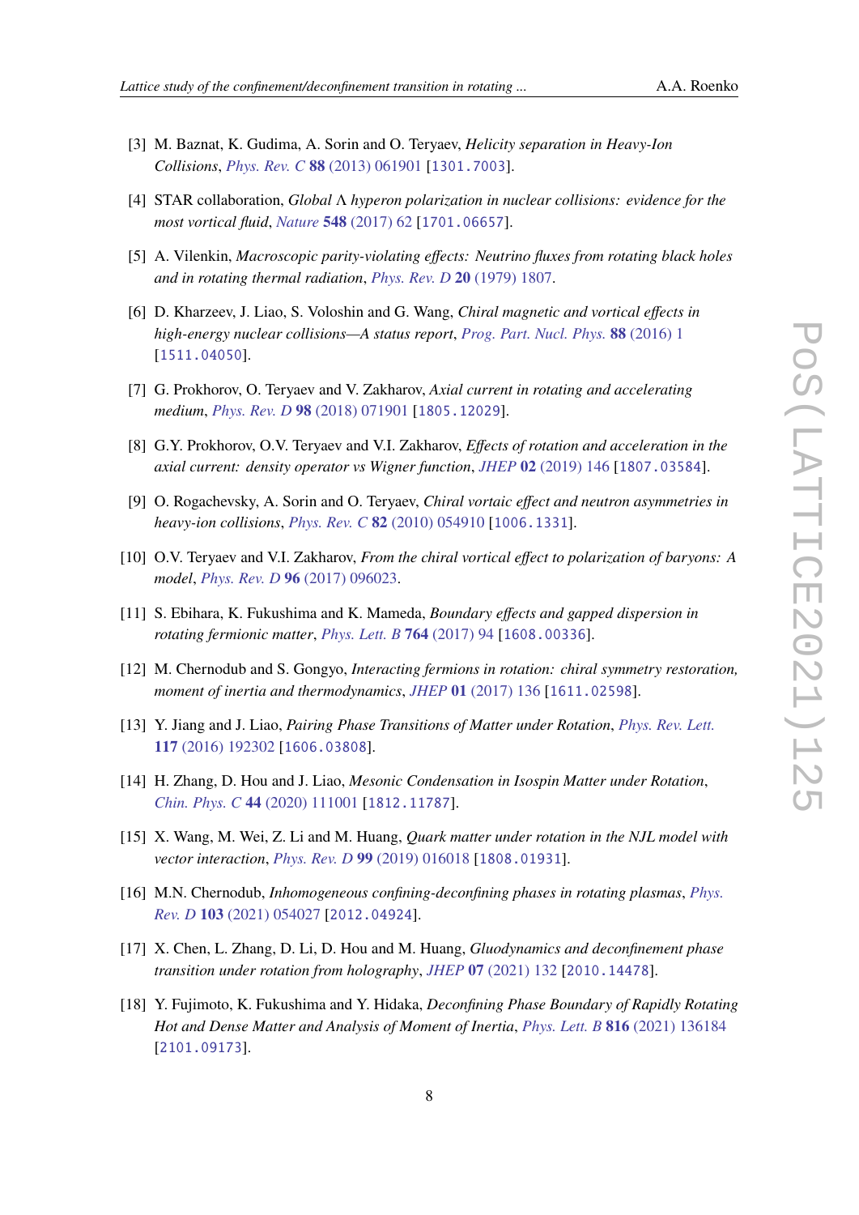- [3] M. Baznat, K. Gudima, A. Sorin and O. Teryaev, *Helicity separation in Heavy-Ion Collisions*, *Phys. Rev. C* **88** (2013) 061901 [1301.7003].
- [4] STAR collaboration, *Global $\Lambda$ hyperon polarization in nuclear collisions: evidence for the most vortical fluid*, *Nature* **548** (2017) 62 [1701.06657].
- [5] A. Vilenkin, *Macroscopic parity-violating effects: Neutrino fluxes from rotating black holes and in rotating thermal radiation*, *Phys. Rev. D* **20** (1979) 1807.
- [6] D. Kharzeev, J. Liao, S. Voloshin and G. Wang, *Chiral magnetic and vortical effects in high-energy nuclear collisions—A status report*, *Prog. Part. Nucl. Phys.* **88** (2016) 1 [1511.04050].
- [7] G. Prokhorov, O. Teryaev and V. Zakharov, *Axial current in rotating and accelerating medium*, *Phys. Rev. D* **98** (2018) 071901 [1805.12029].
- [8] G.Y. Prokhorov, O.V. Teryaev and V.I. Zakharov, *Effects of rotation and acceleration in the axial current: density operator vs Wigner function*, *JHEP* **02** (2019) 146 [1807.03584].
- [9] O. Rogachevsky, A. Sorin and O. Teryaev, *Chiral vortaic effect and neutron asymmetries in heavy-ion collisions*, *Phys. Rev. C* **82** (2010) 054910 [1006.1331].
- [10] O.V. Teryaev and V.I. Zakharov, *From the chiral vortical effect to polarization of baryons: A model*, *Phys. Rev. D* **96** (2017) 096023.
- [11] S. Ebihara, K. Fukushima and K. Mameda, *Boundary effects and gapped dispersion in rotating fermionic matter*, *Phys. Lett. B* **764** (2017) 94 [1608.00336].
- [12] M. Chernodub and S. Gongyo, *Interacting fermions in rotation: chiral symmetry restoration, moment of inertia and thermodynamics*, *JHEP* **01** (2017) 136 [1611.02598].
- [13] Y. Jiang and J. Liao, *Pairing Phase Transitions of Matter under Rotation*, *Phys. Rev. Lett.* **117** (2016) 192302 [1606.03808].
- [14] H. Zhang, D. Hou and J. Liao, *Mesonic Condensation in Isospin Matter under Rotation*, *Chin. Phys. C* **44** (2020) 111001 [1812.11787].
- [15] X. Wang, M. Wei, Z. Li and M. Huang, *Quark matter under rotation in the NJL model with vector interaction*, *Phys. Rev. D* **99** (2019) 016018 [1808.01931].
- [16] M.N. Chernodub, *Inhomogeneous confining-deconfining phases in rotating plasmas*, *Phys. Rev. D* **103** (2021) 054027 [2012.04924].
- [17] X. Chen, L. Zhang, D. Li, D. Hou and M. Huang, *Gluodynamics and deconfinement phase transition under rotation from holography*, *JHEP* **07** (2021) 132 [2010.14478].
- [18] Y. Fujimoto, K. Fukushima and Y. Hidaka, *Deconfining Phase Boundary of Rapidly Rotating Hot and Dense Matter and Analysis of Moment of Inertia*, *Phys. Lett. B* **816** (2021) 136184 [2101.09173].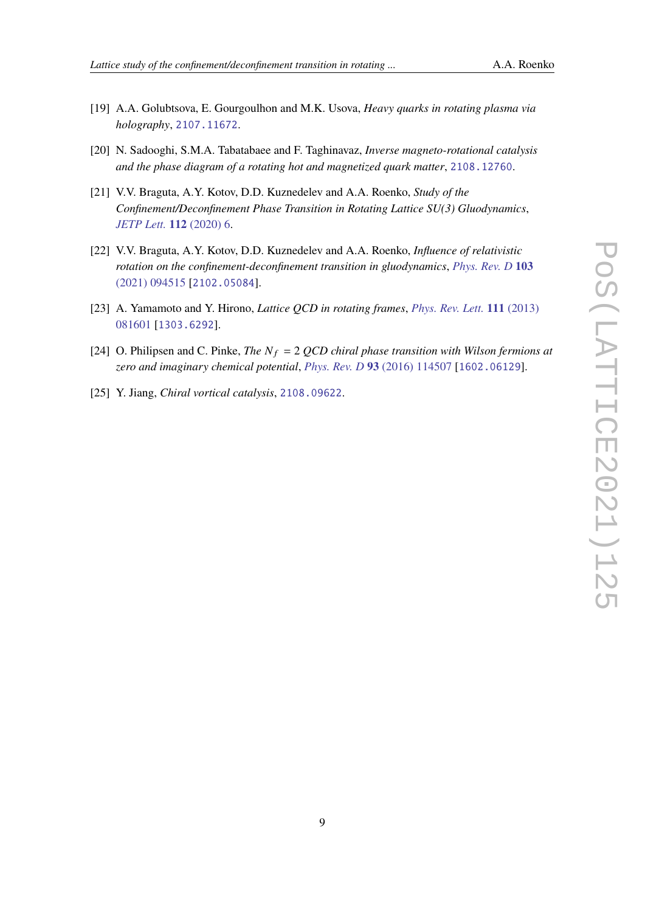[19] A.A. Golubtsova, E. Gourgoulhon and M.K. Usova, *Heavy quarks in rotating plasma via holography*, 2107.11672.

[20] N. Sadooghi, S.M.A. Tabatabaee and F. Taghinavaz, *Inverse magneto-rotational catalysis and the phase diagram of a rotating hot and magnetized quark matter*, 2108.12760.

[21] V.V. Braguta, A.Y. Kotov, D.D. Kuznedelev and A.A. Roenko, *Study of the Confinement/Deconfinement Phase Transition in Rotating Lattice SU(3) Gluodynamics*, *JETP Lett.* **112** (2020) 6.

[22] V.V. Braguta, A.Y. Kotov, D.D. Kuznedelev and A.A. Roenko, *Influence of relativistic rotation on the confinement-deconfinement transition in gluodynamics*, *Phys. Rev. D* **103** (2021) 094515 [2102.05084].

[23] A. Yamamoto and Y. Hirono, *Lattice QCD in rotating frames*, *Phys. Rev. Lett.* **111** (2013) 081601 [1303.6292].

[24] O. Philipsen and C. Pinke, *The $N_f = 2$ QCD chiral phase transition with Wilson fermions at zero and imaginary chemical potential*, *Phys. Rev. D* **93** (2016) 114507 [1602.06129].

[25] Y. Jiang, *Chiral vortical catalysis*, 2108.09622.